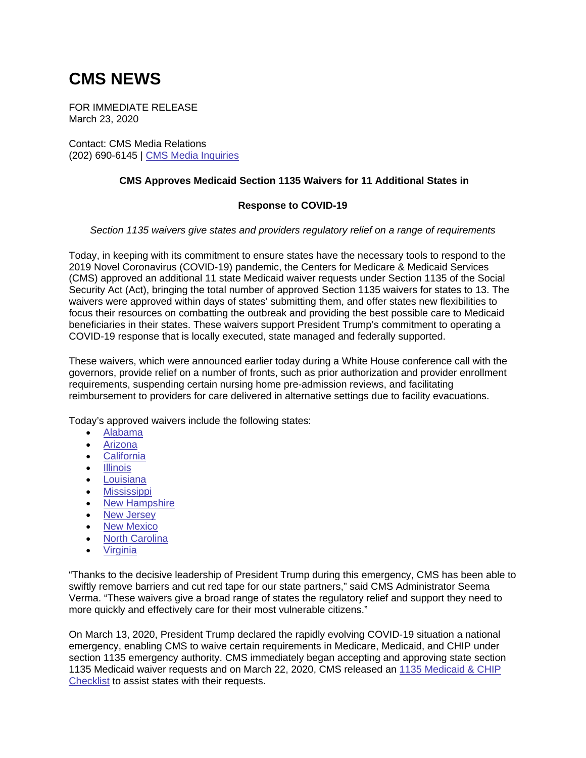# CMS NEWS

FOR IMMEDIATE RELEASE
March 23, 2020

Contact: CMS Media Relations
(202) 690-6145 | CMS Media Inquiries

**CMS Approves Medicaid Section 1135 Waivers for 11 Additional States in Response to COVID-19**

*Section 1135 waivers give states and providers regulatory relief on a range of requirements*

Today, in keeping with its commitment to ensure states have the necessary tools to respond to the 2019 Novel Coronavirus (COVID-19) pandemic, the Centers for Medicare & Medicaid Services (CMS) approved an additional 11 state Medicaid waiver requests under Section 1135 of the Social Security Act (Act), bringing the total number of approved Section 1135 waivers for states to 13. The waivers were approved within days of states' submitting them, and offer states new flexibilities to focus their resources on combatting the outbreak and providing the best possible care to Medicaid beneficiaries in their states. These waivers support President Trump's commitment to operating a COVID-19 response that is locally executed, state managed and federally supported.

These waivers, which were announced earlier today during a White House conference call with the governors, provide relief on a number of fronts, such as prior authorization and provider enrollment requirements, suspending certain nursing home pre-admission reviews, and facilitating reimbursement to providers for care delivered in alternative settings due to facility evacuations.

Today's approved waivers include the following states:

- Alabama
- Arizona
- California
- Illinois
- Louisiana
- Mississippi
- New Hampshire
- New Jersey
- New Mexico
- North Carolina
- Virginia

"Thanks to the decisive leadership of President Trump during this emergency, CMS has been able to swiftly remove barriers and cut red tape for our state partners," said CMS Administrator Seema Verma. "These waivers give a broad range of states the regulatory relief and support they need to more quickly and effectively care for their most vulnerable citizens."

On March 13, 2020, President Trump declared the rapidly evolving COVID-19 situation a national emergency, enabling CMS to waive certain requirements in Medicare, Medicaid, and CHIP under section 1135 emergency authority. CMS immediately began accepting and approving state section 1135 Medicaid waiver requests and on March 22, 2020, CMS released an 1135 Medicaid & CHIP Checklist to assist states with their requests.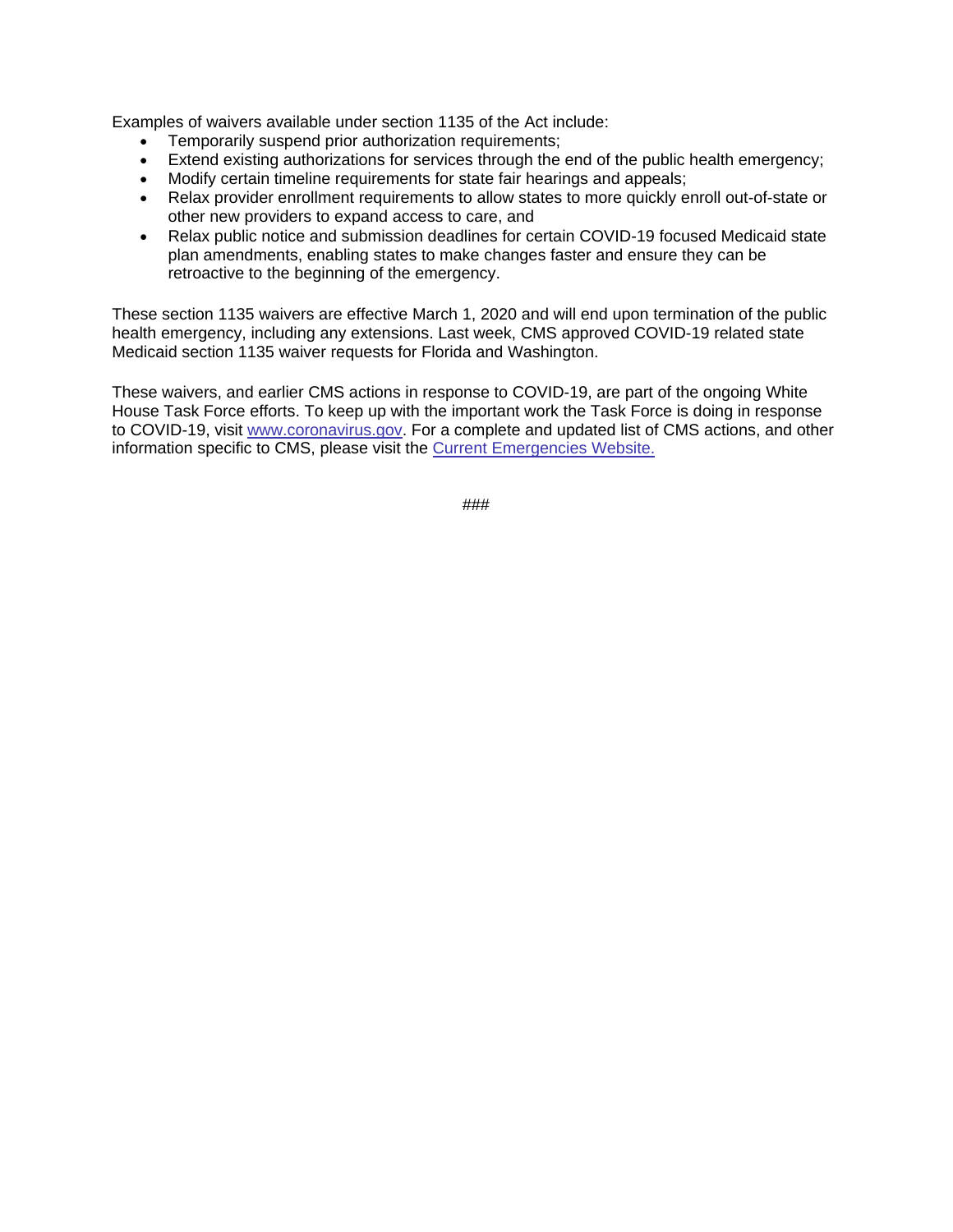Examples of waivers available under section 1135 of the Act include:

- Temporarily suspend prior authorization requirements;
- Extend existing authorizations for services through the end of the public health emergency;
- Modify certain timeline requirements for state fair hearings and appeals;
- Relax provider enrollment requirements to allow states to more quickly enroll out-of-state or other new providers to expand access to care, and
- Relax public notice and submission deadlines for certain COVID-19 focused Medicaid state plan amendments, enabling states to make changes faster and ensure they can be retroactive to the beginning of the emergency.

These section 1135 waivers are effective March 1, 2020 and will end upon termination of the public health emergency, including any extensions. Last week, CMS approved COVID-19 related state Medicaid section 1135 waiver requests for Florida and Washington.

These waivers, and earlier CMS actions in response to COVID-19, are part of the ongoing White House Task Force efforts. To keep up with the important work the Task Force is doing in response to COVID-19, visit [www.coronavirus.gov](http://www.coronavirus.gov). For a complete and updated list of CMS actions, and other information specific to CMS, please visit the Current Emergencies Website.

###